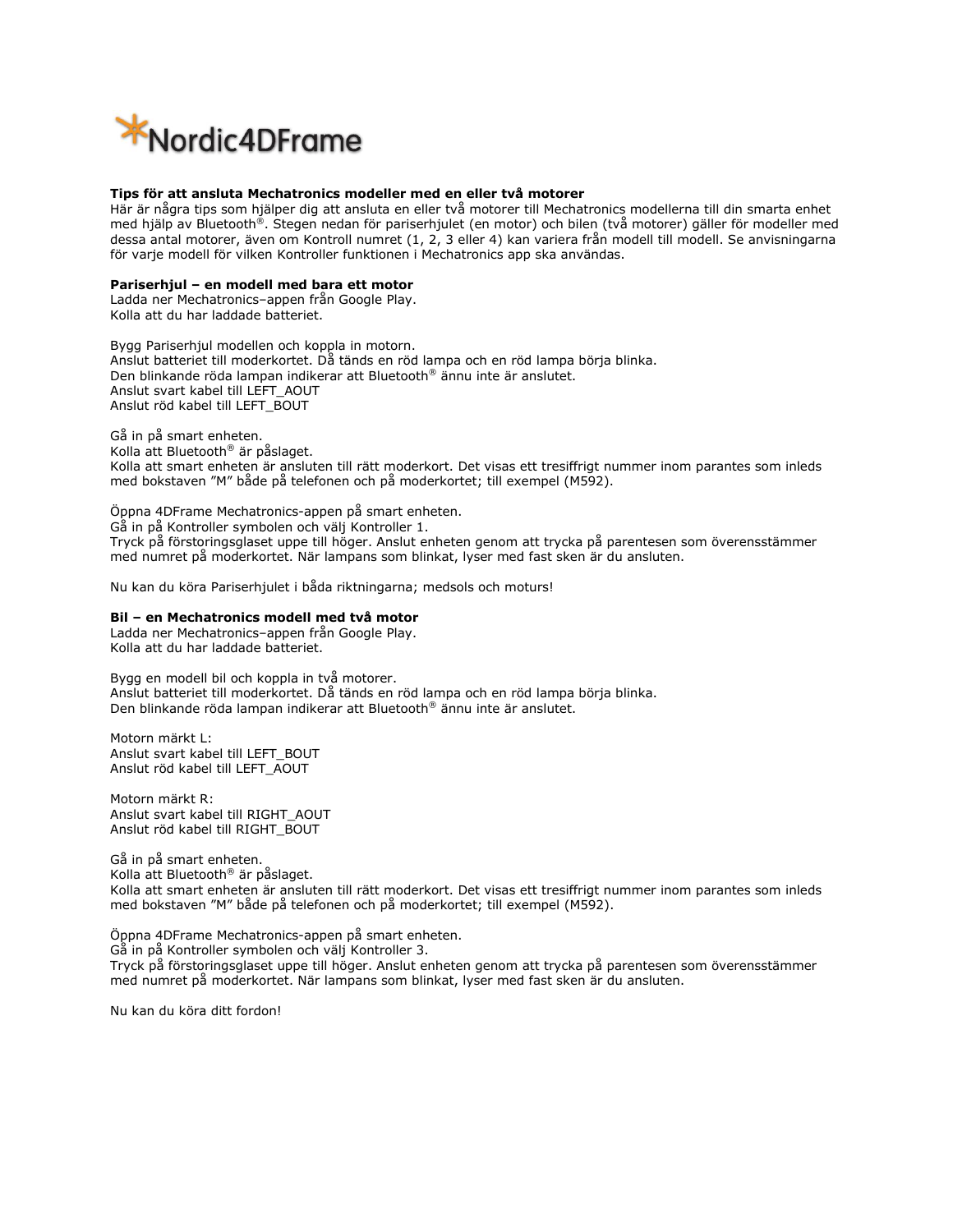Nordic4DFrame

**Tips för att ansluta Mechatronics modeller med en eller två motorer**
Här är några tips som hjälper dig att ansluta en eller två motorer till Mechatronics modellerna till din smarta enhet med hjälp av Bluetooth®. Stegen nedan för pariserhjulet (en motor) och bilen (två motorer) gäller för modeller med dessa antal motorer, även om Kontroll numret (1, 2, 3 eller 4) kan variera från modell till modell. Se anvisningarna för varje modell för vilken Kontroller funktionen i Mechatronics app ska användas.

**Pariserhjul – en modell med bara ett motor**
Ladda ner Mechatronics–appen från Google Play.
Kolla att du har laddade batteriet.

Bygg Pariserhjul modellen och koppla in motorn.
Anslut batteriet till moderkortet. Då tänds en röd lampa och en röd lampa börja blinka.
Den blinkande röda lampan indikerar att Bluetooth® ännu inte är anslutet.
Anslut svart kabel till LEFT_AOUT
Anslut röd kabel till LEFT_BOUT

Gå in på smart enheten.
Kolla att Bluetooth® är påslaget.
Kolla att smart enheten är ansluten till rätt moderkort. Det visas ett tresiffrigt nummer inom parantes som inleds med bokstaven "M" både på telefonen och på moderkortet; till exempel (M592).

Öppna 4DFrame Mechatronics-appen på smart enheten.
Gå in på Kontroller symbolen och välj Kontroller 1.
Tryck på förstoringsglaset uppe till höger. Anslut enheten genom att trycka på parentesen som överensstämmer med numret på moderkortet. När lampans som blinkat, lyser med fast sken är du ansluten.

Nu kan du köra Pariserhjulet i båda riktningarna; medsols och moturs!

**Bil – en Mechatronics modell med två motor**
Ladda ner Mechatronics–appen från Google Play.
Kolla att du har laddade batteriet.

Bygg en modell bil och koppla in två motorer.
Anslut batteriet till moderkortet. Då tänds en röd lampa och en röd lampa börja blinka.
Den blinkande röda lampan indikerar att Bluetooth® ännu inte är anslutet.

Motorn märkt L:
Anslut svart kabel till LEFT_BOUT
Anslut röd kabel till LEFT_AOUT

Motorn märkt R:
Anslut svart kabel till RIGHT_AOUT
Anslut röd kabel till RIGHT_BOUT

Gå in på smart enheten.
Kolla att Bluetooth® är påslaget.
Kolla att smart enheten är ansluten till rätt moderkort. Det visas ett tresiffrigt nummer inom parantes som inleds med bokstaven "M" både på telefonen och på moderkortet; till exempel (M592).

Öppna 4DFrame Mechatronics-appen på smart enheten.
Gå in på Kontroller symbolen och välj Kontroller 3.
Tryck på förstoringsglaset uppe till höger. Anslut enheten genom att trycka på parentesen som överensstämmer med numret på moderkortet. När lampans som blinkat, lyser med fast sken är du ansluten.

Nu kan du köra ditt fordon!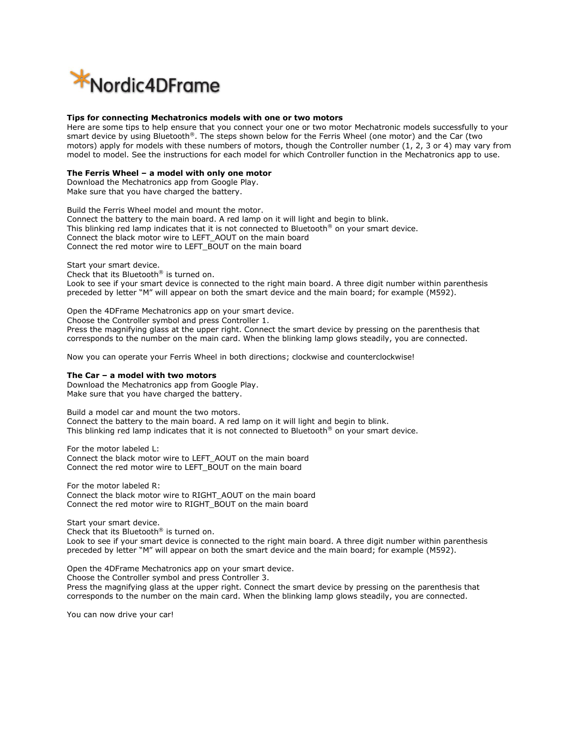Nordic4DFrame

**Tips for connecting Mechatronics models with one or two motors**

Here are some tips to help ensure that you connect your one or two motor Mechatronic models successfully to your smart device by using Bluetooth®. The steps shown below for the Ferris Wheel (one motor) and the Car (two motors) apply for models with these numbers of motors, though the Controller number (1, 2, 3 or 4) may vary from model to model. See the instructions for each model for which Controller function in the Mechatronics app to use.

**The Ferris Wheel – a model with only one motor**

Download the Mechatronics app from Google Play.
Make sure that you have charged the battery.

Build the Ferris Wheel model and mount the motor.
Connect the battery to the main board. A red lamp on it will light and begin to blink.
This blinking red lamp indicates that it is not connected to Bluetooth® on your smart device.
Connect the black motor wire to LEFT_AOUT on the main board
Connect the red motor wire to LEFT_BOUT on the main board

Start your smart device.
Check that its Bluetooth® is turned on.
Look to see if your smart device is connected to the right main board. A three digit number within parenthesis preceded by letter "M" will appear on both the smart device and the main board; for example (M592).

Open the 4DFrame Mechatronics app on your smart device.
Choose the Controller symbol and press Controller 1.
Press the magnifying glass at the upper right. Connect the smart device by pressing on the parenthesis that corresponds to the number on the main card. When the blinking lamp glows steadily, you are connected.

Now you can operate your Ferris Wheel in both directions; clockwise and counterclockwise!

**The Car – a model with two motors**

Download the Mechatronics app from Google Play.
Make sure that you have charged the battery.

Build a model car and mount the two motors.
Connect the battery to the main board. A red lamp on it will light and begin to blink.
This blinking red lamp indicates that it is not connected to Bluetooth® on your smart device.

For the motor labeled L:
Connect the black motor wire to LEFT_AOUT on the main board
Connect the red motor wire to LEFT_BOUT on the main board

For the motor labeled R:
Connect the black motor wire to RIGHT_AOUT on the main board
Connect the red motor wire to RIGHT_BOUT on the main board

Start your smart device.
Check that its Bluetooth® is turned on.
Look to see if your smart device is connected to the right main board. A three digit number within parenthesis preceded by letter "M" will appear on both the smart device and the main board; for example (M592).

Open the 4DFrame Mechatronics app on your smart device.
Choose the Controller symbol and press Controller 3.
Press the magnifying glass at the upper right. Connect the smart device by pressing on the parenthesis that corresponds to the number on the main card. When the blinking lamp glows steadily, you are connected.

You can now drive your car!